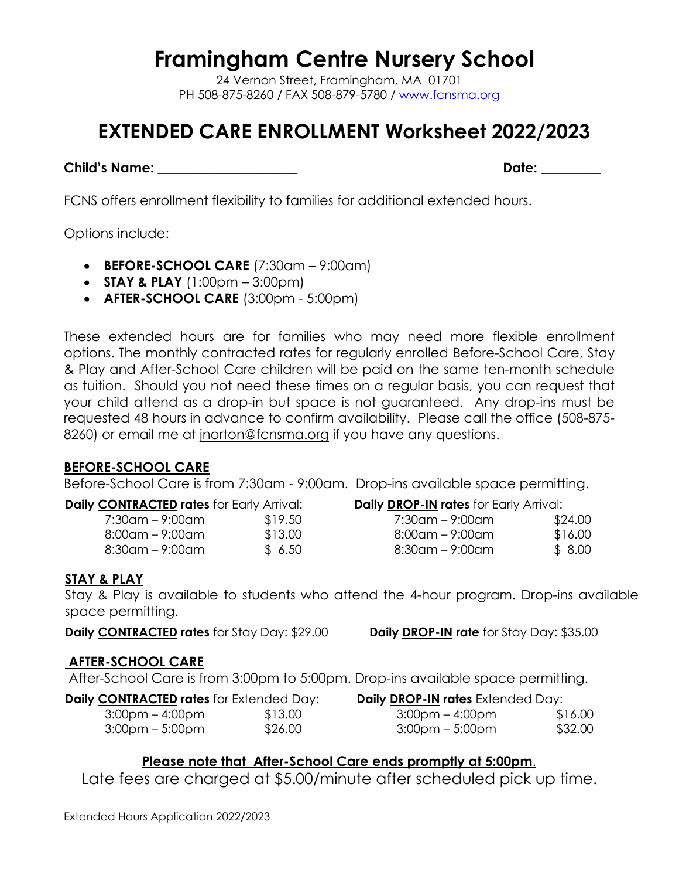# Framingham Centre Nursery School

24 Vernon Street, Framingham, MA 01701
PH 508-875-8260 / FAX 508-879-5780 / www.fcnsma.org

# EXTENDED CARE ENROLLMENT Worksheet 2022/2023

**Child's Name:** ____________________ **Date:** _________

FCNS offers enrollment flexibility to families for additional extended hours.

Options include:

- **BEFORE-SCHOOL CARE** (7:30am – 9:00am)
- **STAY & PLAY** (1:00pm – 3:00pm)
- **AFTER-SCHOOL CARE** (3:00pm - 5:00pm)

These extended hours are for families who may need more flexible enrollment options. The monthly contracted rates for regularly enrolled Before-School Care, Stay & Play and After-School Care children will be paid on the same ten-month schedule as tuition. Should you not need these times on a regular basis, you can request that your child attend as a drop-in but space is not guaranteed. Any drop-ins must be requested 48 hours in advance to confirm availability. Please call the office (508-875-8260) or email me at jnorton@fcnsma.org if you have any questions.

## BEFORE-SCHOOL CARE

Before-School Care is from 7:30am - 9:00am. Drop-ins available space permitting.

| Daily CONTRACTED rates for Early Arrival: | | Daily DROP-IN rates for Early Arrival: | |
|---|---|---|---|
| 7:30am – 9:00am | $19.50 | 7:30am – 9:00am | $24.00 |
| 8:00am – 9:00am | $13.00 | 8:00am – 9:00am | $16.00 |
| 8:30am – 9:00am | $ 6.50 | 8:30am – 9:00am | $ 8.00 |

## STAY & PLAY

Stay & Play is available to students who attend the 4-hour program. Drop-ins available space permitting.

**Daily CONTRACTED rates** for Stay Day: $29.00 **Daily DROP-IN rate** for Stay Day: $35.00

## AFTER-SCHOOL CARE

After-School Care is from 3:00pm to 5:00pm. Drop-ins available space permitting.

| Daily CONTRACTED rates for Extended Day: | | Daily DROP-IN rates Extended Day: | |
|---|---|---|---|
| 3:00pm – 4:00pm | $13.00 | 3:00pm – 4:00pm | $16.00 |
| 3:00pm – 5:00pm | $26.00 | 3:00pm – 5:00pm | $32.00 |

**Please note that After-School Care ends promptly at 5:00pm.**

Late fees are charged at $5.00/minute after scheduled pick up time.

Extended Hours Application 2022/2023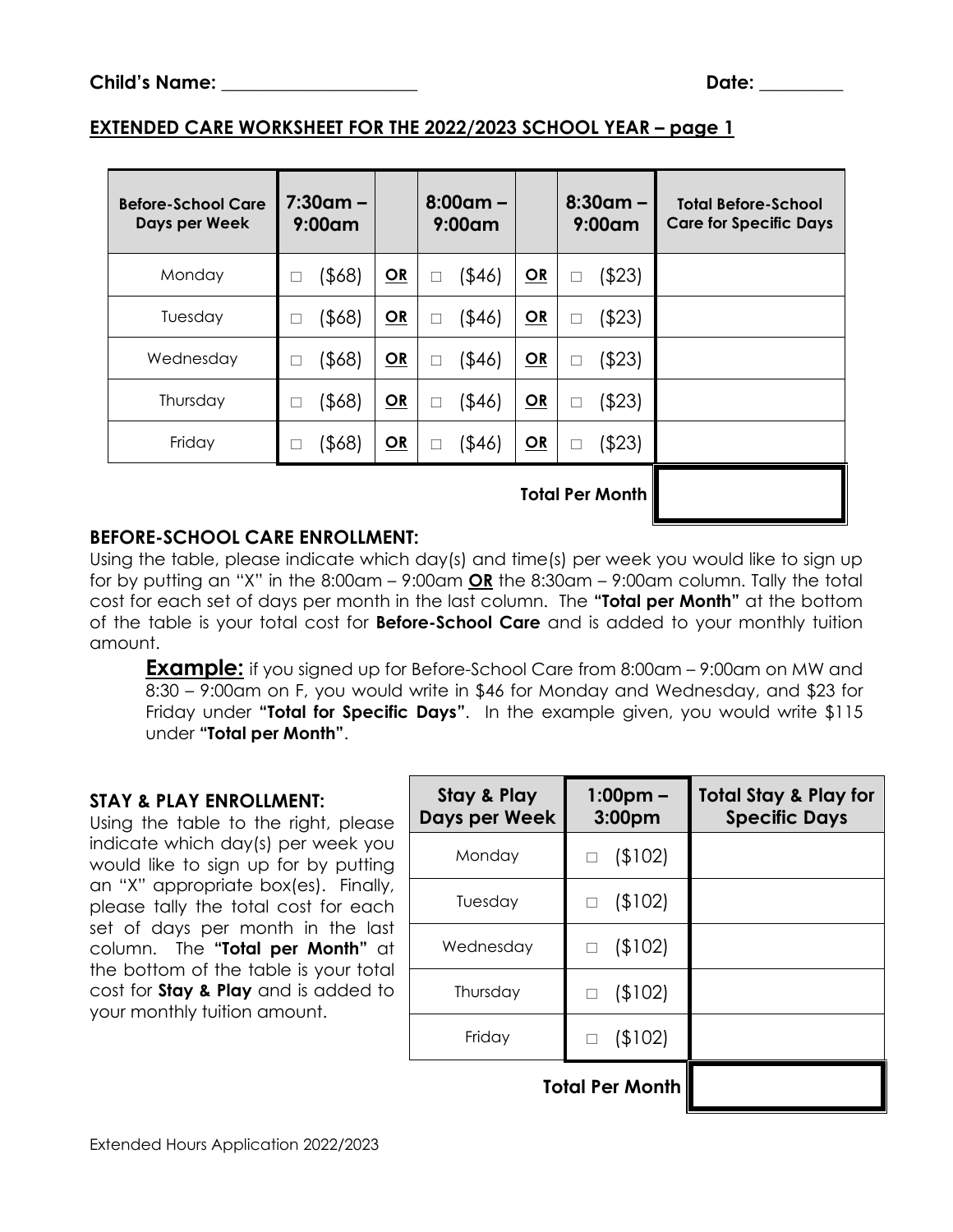**Child's Name:** ____________________ **Date:** _________

## EXTENDED CARE WORKSHEET FOR THE 2022/2023 SCHOOL YEAR – page 1

| Before-School Care Days per Week | 7:30am – 9:00am | | 8:00am – 9:00am | | 8:30am – 9:00am | Total Before-School Care for Specific Days |
|---|---|---|---|---|---|---|
| Monday | ☐ ($68) | OR | ☐ ($46) | OR | ☐ ($23) | |
| Tuesday | ☐ ($68) | OR | ☐ ($46) | OR | ☐ ($23) | |
| Wednesday | ☐ ($68) | OR | ☐ ($46) | OR | ☐ ($23) | |
| Thursday | ☐ ($68) | OR | ☐ ($46) | OR | ☐ ($23) | |
| Friday | ☐ ($68) | OR | ☐ ($46) | OR | ☐ ($23) | |
| | | | | | **Total Per Month** | |

### BEFORE-SCHOOL CARE ENROLLMENT:

Using the table, please indicate which day(s) and time(s) per week you would like to sign up for by putting an "X" in the 8:00am – 9:00am **OR** the 8:30am – 9:00am column. Tally the total cost for each set of days per month in the last column. The **"Total per Month"** at the bottom of the table is your total cost for **Before-School Care** and is added to your monthly tuition amount.

> **Example:** if you signed up for Before-School Care from 8:00am – 9:00am on MW and 8:30 – 9:00am on F, you would write in $46 for Monday and Wednesday, and $23 for Friday under **"Total for Specific Days"**. In the example given, you would write $115 under **"Total per Month"**.

### STAY & PLAY ENROLLMENT:

Using the table to the right, please indicate which day(s) per week you would like to sign up for by putting an "X" appropriate box(es). Finally, please tally the total cost for each set of days per month in the last column. The **"Total per Month"** at the bottom of the table is your total cost for **Stay & Play** and is added to your monthly tuition amount.

| Stay & Play Days per Week | 1:00pm – 3:00pm | Total Stay & Play for Specific Days |
|---|---|---|
| Monday | ☐ ($102) | |
| Tuesday | ☐ ($102) | |
| Wednesday | ☐ ($102) | |
| Thursday | ☐ ($102) | |
| Friday | ☐ ($102) | |
| | **Total Per Month** | |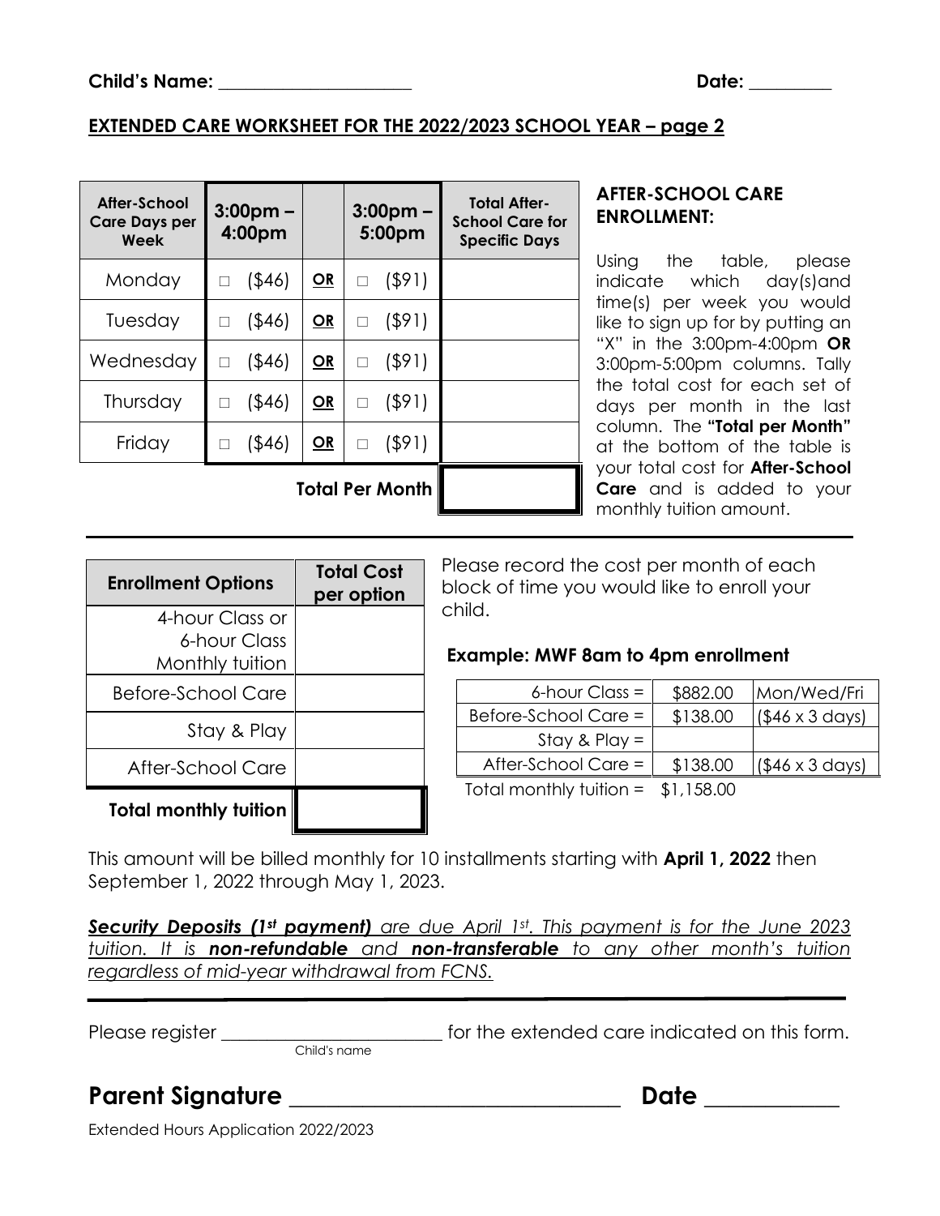**Child's Name:** ____________________ **Date:** _________

**EXTENDED CARE WORKSHEET FOR THE 2022/2023 SCHOOL YEAR – page 2**

| After-School Care Days per Week | 3:00pm – 4:00pm | | 3:00pm – 5:00pm | Total After-School Care for Specific Days |
|---|---|---|---|---|
| Monday | ☐ ($46) | **OR** | ☐ ($91) | |
| Tuesday | ☐ ($46) | **OR** | ☐ ($91) | |
| Wednesday | ☐ ($46) | **OR** | ☐ ($91) | |
| Thursday | ☐ ($46) | **OR** | ☐ ($91) | |
| Friday | ☐ ($46) | **OR** | ☐ ($91) | |
| | | | **Total Per Month** | |

**AFTER-SCHOOL CARE ENROLLMENT:**

Using the table, please indicate which day(s)and time(s) per week you would like to sign up for by putting an "X" in the 3:00pm-4:00pm **OR** 3:00pm-5:00pm columns. Tally the total cost for each set of days per month in the last column. The **"Total per Month"** at the bottom of the table is your total cost for **After-School Care** and is added to your monthly tuition amount.

| Enrollment Options | Total Cost per option |
|---|---|
| 4-hour Class or 6-hour Class Monthly tuition | |
| Before-School Care | |
| Stay & Play | |
| After-School Care | |
| **Total monthly tuition** | |

Please record the cost per month of each block of time you would like to enroll your child.

**Example: MWF 8am to 4pm enrollment**

| | | |
|---|---|---|
| 6-hour Class = | $882.00 | Mon/Wed/Fri |
| Before-School Care = | $138.00 | ($46 x 3 days) |
| Stay & Play = | | |
| After-School Care = | $138.00 | ($46 x 3 days) |
| Total monthly tuition = | $1,158.00 | |

This amount will be billed monthly for 10 installments starting with **April 1, 2022** then September 1, 2022 through May 1, 2023.

***Security Deposits (1st payment)** are due April 1st. This payment is for the June 2023 tuition. It is **non-refundable** and **non-transferable** to any other month's tuition regardless of mid-year withdrawal from FCNS.*

Please register ________________________ for the extended care indicated on this form.
Child's name

**Parent Signature** ______________________________ **Date** ___________

Extended Hours Application 2022/2023